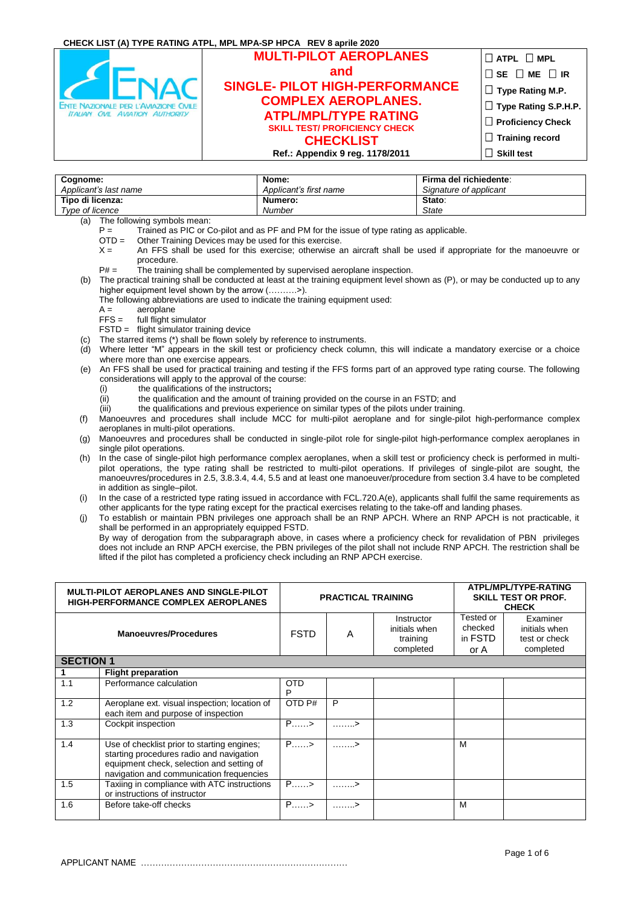CHECK LIST (A) TYPE RATING ATPL, MPL MPA-SP HPCA REV 8 aprile 2020

| ENTE NAZIONALE PER L'AVIAZIONE CIVILE ITALIAN CIVIL AVIATION AUTHORITY | **MULTI-PILOT AEROPLANES and SINGLE- PILOT HIGH-PERFORMANCE COMPLEX AEROPLANES. ATPL/MPL/TYPE RATING** **SKILL TEST/ PROFICIENCY CHECK** **CHECKLIST** **Ref.: Appendix 9 reg. 1178/2011** | ☐ **ATPL** ☐ **MPL** ☐ **SE** ☐ **ME** ☐ **IR** ☐ **Type Rating M.P.** ☐ **Type Rating S.P.H.P.** ☐ **Proficiency Check** ☐ **Training record** ☐ **Skill test** |
|---|---|---|

| **Cognome:** *Applicant's last name* | **Nome:** *Applicant's first name* | **Firma del richiedente**: *Signature of applicant* |
|---|---|---|
| **Tipo di licenza:** *Type of licence* | **Numero:** *Number* | **Stato**: *State* |

(a) The following symbols mean:
  - P = Trained as PIC or Co-pilot and as PF and PM for the issue of type rating as applicable.
  - OTD = Other Training Devices may be used for this exercise.
  - X = An FFS shall be used for this exercise; otherwise an aircraft shall be used if appropriate for the manoeuvre or procedure.
  - P# = The training shall be complemented by supervised aeroplane inspection.

(b) The practical training shall be conducted at least at the training equipment level shown as (P), or may be conducted up to any higher equipment level shown by the arrow (……….>).
  The following abbreviations are used to indicate the training equipment used:
  - A = aeroplane
  - FFS = full flight simulator
  - FSTD = flight simulator training device

(c) The starred items (*) shall be flown solely by reference to instruments.

(d) Where letter "M" appears in the skill test or proficiency check column, this will indicate a mandatory exercise or a choice where more than one exercise appears.

(e) An FFS shall be used for practical training and testing if the FFS forms part of an approved type rating course. The following considerations will apply to the approval of the course:
  - (i) the qualifications of the instructors**;**
  - (ii) the qualification and the amount of training provided on the course in an FSTD; and
  - (iii) the qualifications and previous experience on similar types of the pilots under training.

(f) Manoeuvres and procedures shall include MCC for multi-pilot aeroplane and for single-pilot high-performance complex aeroplanes in multi-pilot operations.

(g) Manoeuvres and procedures shall be conducted in single-pilot role for single-pilot high-performance complex aeroplanes in single pilot operations.

(h) In the case of single-pilot high performance complex aeroplanes, when a skill test or proficiency check is performed in multi-pilot operations, the type rating shall be restricted to multi-pilot operations. If privileges of single-pilot are sought, the manoeuvres/procedures in 2.5, 3.8.3.4, 4.4, 5.5 and at least one manoeuver/procedure from section 3.4 have to be completed in addition as single–pilot.

(i) In the case of a restricted type rating issued in accordance with FCL.720.A(e), applicants shall fulfil the same requirements as other applicants for the type rating except for the practical exercises relating to the take-off and landing phases.

(j) To establish or maintain PBN privileges one approach shall be an RNP APCH. Where an RNP APCH is not practicable, it shall be performed in an appropriately equipped FSTD.
  By way of derogation from the subparagraph above, in cases where a proficiency check for revalidation of PBN privileges does not include an RNP APCH exercise, the PBN privileges of the pilot shall not include RNP APCH. The restriction shall be lifted if the pilot has completed a proficiency check including an RNP APCH exercise.

| **MULTI-PILOT AEROPLANES AND SINGLE-PILOT HIGH-PERFORMANCE COMPLEX AEROPLANES** | | **PRACTICAL TRAINING** | | | **ATPL/MPL/TYPE-RATING SKILL TEST OR PROF. CHECK** | |
|---|---|---|---|---|---|---|
| **Manoeuvres/Procedures** | | **FSTD** | **A** | Instructor initials when training completed | Tested or checked in FSTD or A | Examiner initials when test or check completed |
| **SECTION 1** | | | | | | |
| **1** | **Flight preparation** | | | | | |
| 1.1 | Performance calculation | OTD P | | | | |
| 1.2 | Aeroplane ext. visual inspection; location of each item and purpose of inspection | OTD P# | P | | | |
| 1.3 | Cockpit inspection | P……> | ……..> | | | |
| 1.4 | Use of checklist prior to starting engines; starting procedures radio and navigation equipment check, selection and setting of navigation and communication frequencies | P……> | ……..> | | M | |
| 1.5 | Taxiing in compliance with ATC instructions or instructions of instructor | P……> | ……..> | | | |
| 1.6 | Before take-off checks | P……> | ……..> | | M | |

APPLICANT NAME ………………………………………………………………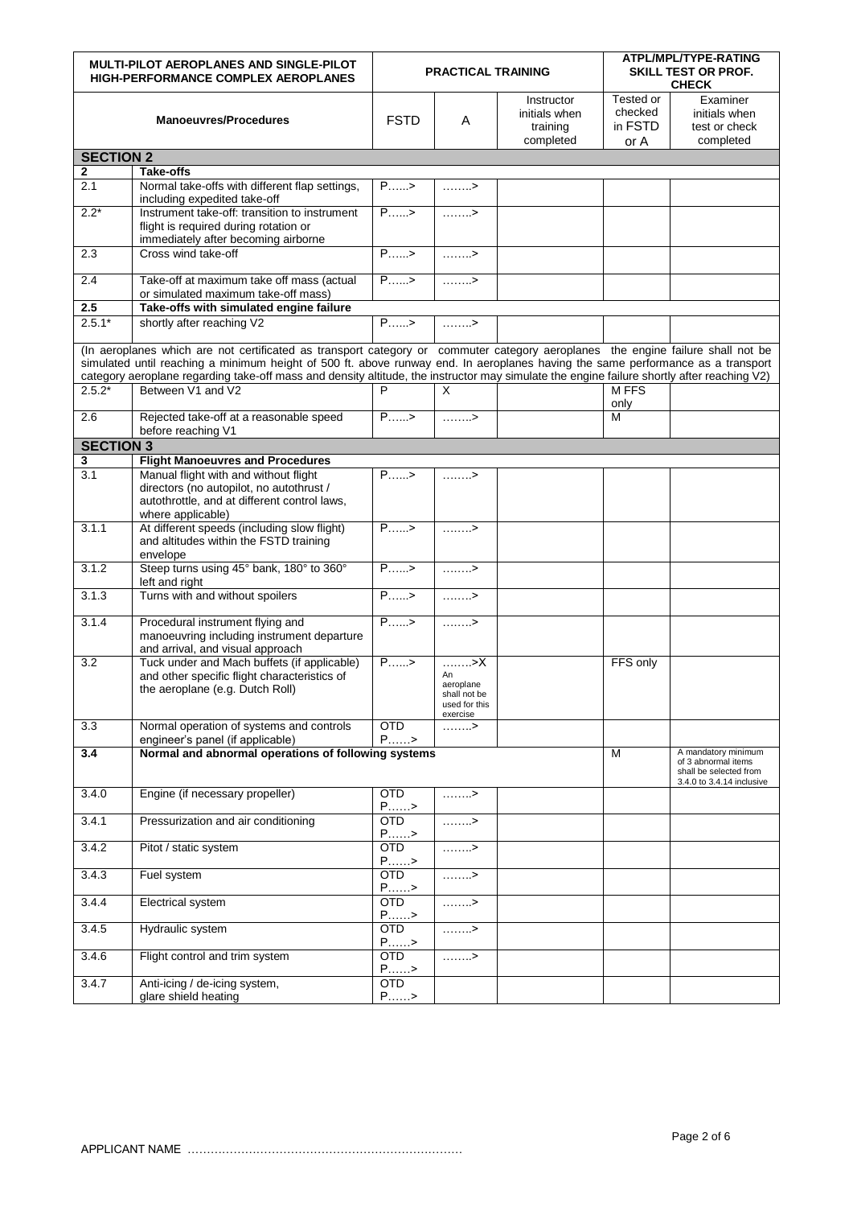| MULTI-PILOT AEROPLANES AND SINGLE-PILOT HIGH-PERFORMANCE COMPLEX AEROPLANES | | PRACTICAL TRAINING | | | ATPL/MPL/TYPE-RATING SKILL TEST OR PROF. CHECK | |
|---|---|---|---|---|---|---|
| Manoeuvres/Procedures | | FSTD | A | Instructor initials when training completed | Tested or checked in FSTD or A | Examiner initials when test or check completed |
| **SECTION 2** | | | | | | |
| **2** | **Take-offs** | | | | | |
| 2.1 | Normal take-offs with different flap settings, including expedited take-off | P……> | ……..> | | | |
| 2.2* | Instrument take-off: transition to instrument flight is required during rotation or immediately after becoming airborne | P……> | ……..> | | | |
| 2.3 | Cross wind take-off | P……> | ……..> | | | |
| 2.4 | Take-off at maximum take off mass (actual or simulated maximum take-off mass) | P……> | ……..> | | | |
| **2.5** | **Take-offs with simulated engine failure** | | | | | |
| 2.5.1* | shortly after reaching V2 | P……> | ……..> | | | |
| (In aeroplanes which are not certificated as transport category or commuter category aeroplanes the engine failure shall not be simulated until reaching a minimum height of 500 ft. above runway end. In aeroplanes having the same performance as a transport category aeroplane regarding take-off mass and density altitude, the instructor may simulate the engine failure shortly after reaching V2) | | | | | | |
| 2.5.2* | Between V1 and V2 | P | X | | M FFS only | |
| 2.6 | Rejected take-off at a reasonable speed before reaching V1 | P……> | ……..> | | M | |
| **SECTION 3** | | | | | | |
| **3** | **Flight Manoeuvres and Procedures** | | | | | |
| 3.1 | Manual flight with and without flight directors (no autopilot, no autothrust / autothrottle, and at different control laws, where applicable) | P……> | ……..> | | | |
| 3.1.1 | At different speeds (including slow flight) and altitudes within the FSTD training envelope | P……> | ……..> | | | |
| 3.1.2 | Steep turns using 45° bank, 180° to 360° left and right | P……> | ……..> | | | |
| 3.1.3 | Turns with and without spoilers | P……> | ……..> | | | |
| 3.1.4 | Procedural instrument flying and manoeuvring including instrument departure and arrival, and visual approach | P……> | ……..> | | | |
| 3.2 | Tuck under and Mach buffets (if applicable) and other specific flight characteristics of the aeroplane (e.g. Dutch Roll) | P……> | ……..>X An aeroplane shall not be used for this exercise | | FFS only | |
| 3.3 | Normal operation of systems and controls engineer's panel (if applicable) | OTD P……> | ……..> | | | |
| **3.4** | **Normal and abnormal operations of following systems** | | | | M | A mandatory minimum of 3 abnormal items shall be selected from 3.4.0 to 3.4.14 inclusive |
| 3.4.0 | Engine (if necessary propeller) | OTD P……> | ……..> | | | |
| 3.4.1 | Pressurization and air conditioning | OTD P……> | ……..> | | | |
| 3.4.2 | Pitot / static system | OTD P……> | ……..> | | | |
| 3.4.3 | Fuel system | OTD P……> | ……..> | | | |
| 3.4.4 | Electrical system | OTD P……> | ……..> | | | |
| 3.4.5 | Hydraulic system | OTD P……> | ……..> | | | |
| 3.4.6 | Flight control and trim system | OTD P……> | ……..> | | | |
| 3.4.7 | Anti-icing / de-icing system, glare shield heating | OTD P……> | | | | |

APPLICANT NAME ………………………………………………………………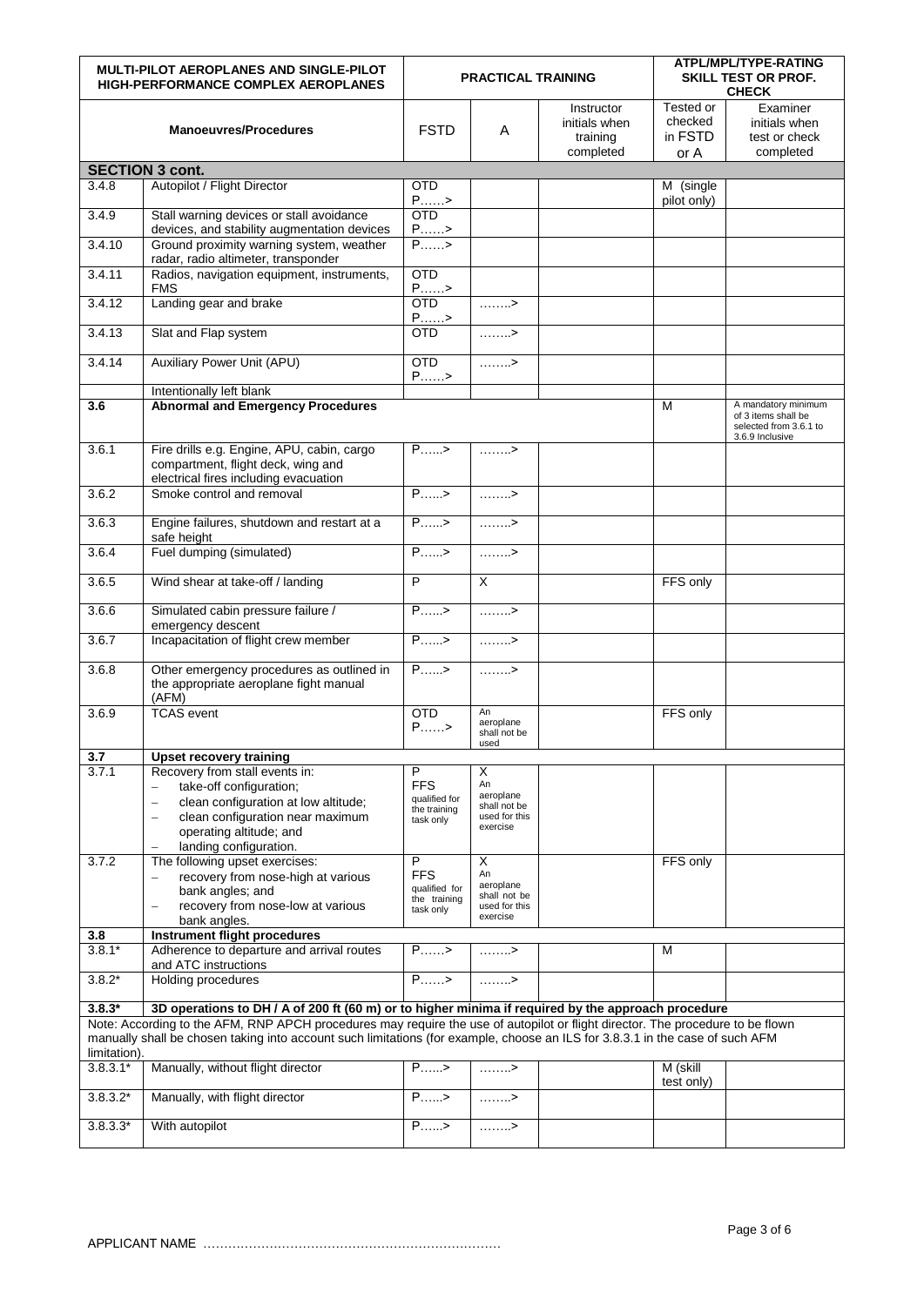| MULTI-PILOT AEROPLANES AND SINGLE-PILOT HIGH-PERFORMANCE COMPLEX AEROPLANES | | PRACTICAL TRAINING | | | ATPL/MPL/TYPE-RATING SKILL TEST OR PROF. CHECK | |
|---|---|---|---|---|---|---|
| Manoeuvres/Procedures | | FSTD | A | Instructor initials when training completed | Tested or checked in FSTD or A | Examiner initials when test or check completed |
| **SECTION 3 cont.** | | | | | | |
| 3.4.8 | Autopilot / Flight Director | OTD P……> | | | M (single pilot only) | |
| 3.4.9 | Stall warning devices or stall avoidance devices, and stability augmentation devices | OTD P……> | | | | |
| 3.4.10 | Ground proximity warning system, weather radar, radio altimeter, transponder | P……> | | | | |
| 3.4.11 | Radios, navigation equipment, instruments, FMS | OTD P……> | | | | |
| 3.4.12 | Landing gear and brake | OTD P……> | ……..> | | | |
| 3.4.13 | Slat and Flap system | OTD | ……..> | | | |
| 3.4.14 | Auxiliary Power Unit (APU) | OTD P……> | ……..> | | | |
| | Intentionally left blank | | | | | |
| **3.6** | **Abnormal and Emergency Procedures** | | | | M | A mandatory minimum of 3 items shall be selected from 3.6.1 to 3.6.9 Inclusive |
| 3.6.1 | Fire drills e.g. Engine, APU, cabin, cargo compartment, flight deck, wing and electrical fires including evacuation | P…...> | ……..> | | | |
| 3.6.2 | Smoke control and removal | P…...> | ……..> | | | |
| 3.6.3 | Engine failures, shutdown and restart at a safe height | P…...> | ……..> | | | |
| 3.6.4 | Fuel dumping (simulated) | P…...> | ……..> | | | |
| 3.6.5 | Wind shear at take-off / landing | P | X | | FFS only | |
| 3.6.6 | Simulated cabin pressure failure / emergency descent | P…...> | ……..> | | | |
| 3.6.7 | Incapacitation of flight crew member | P…...> | ……..> | | | |
| 3.6.8 | Other emergency procedures as outlined in the appropriate aeroplane fight manual (AFM) | P…...> | ……..> | | | |
| 3.6.9 | TCAS event | OTD P……> | An aeroplane shall not be used | | FFS only | |
| **3.7** | **Upset recovery training** | | | | | |
| 3.7.1 | Recovery from stall events in: – take-off configuration; – clean configuration at low altitude; – clean configuration near maximum operating altitude; and – landing configuration. | P FFS qualified for the training task only | X An aeroplane shall not be used for this exercise | | | |
| 3.7.2 | The following upset exercises: – recovery from nose-high at various bank angles; and – recovery from nose-low at various bank angles. | P FFS qualified for the training task only | X An aeroplane shall not be used for this exercise | | FFS only | |
| **3.8** | **Instrument flight procedures** | | | | | |
| 3.8.1* | Adherence to departure and arrival routes and ATC instructions | P……> | ……..> | | M | |
| 3.8.2* | Holding procedures | P……> | ……..> | | | |
| **3.8.3*** | **3D operations to DH / A of 200 ft (60 m) or to higher minima if required by the approach procedure** | | | | | |
| Note: According to the AFM, RNP APCH procedures may require the use of autopilot or flight director. The procedure to be flown manually shall be chosen taking into account such limitations (for example, choose an ILS for 3.8.3.1 in the case of such AFM limitation). | | | | | | |
| 3.8.3.1* | Manually, without flight director | P…...> | ……..> | | M (skill test only) | |
| 3.8.3.2* | Manually, with flight director | P…...> | ……..> | | | |
| 3.8.3.3* | With autopilot | P…...> | ……..> | | | |

APPLICANT NAME ………………………………………………………………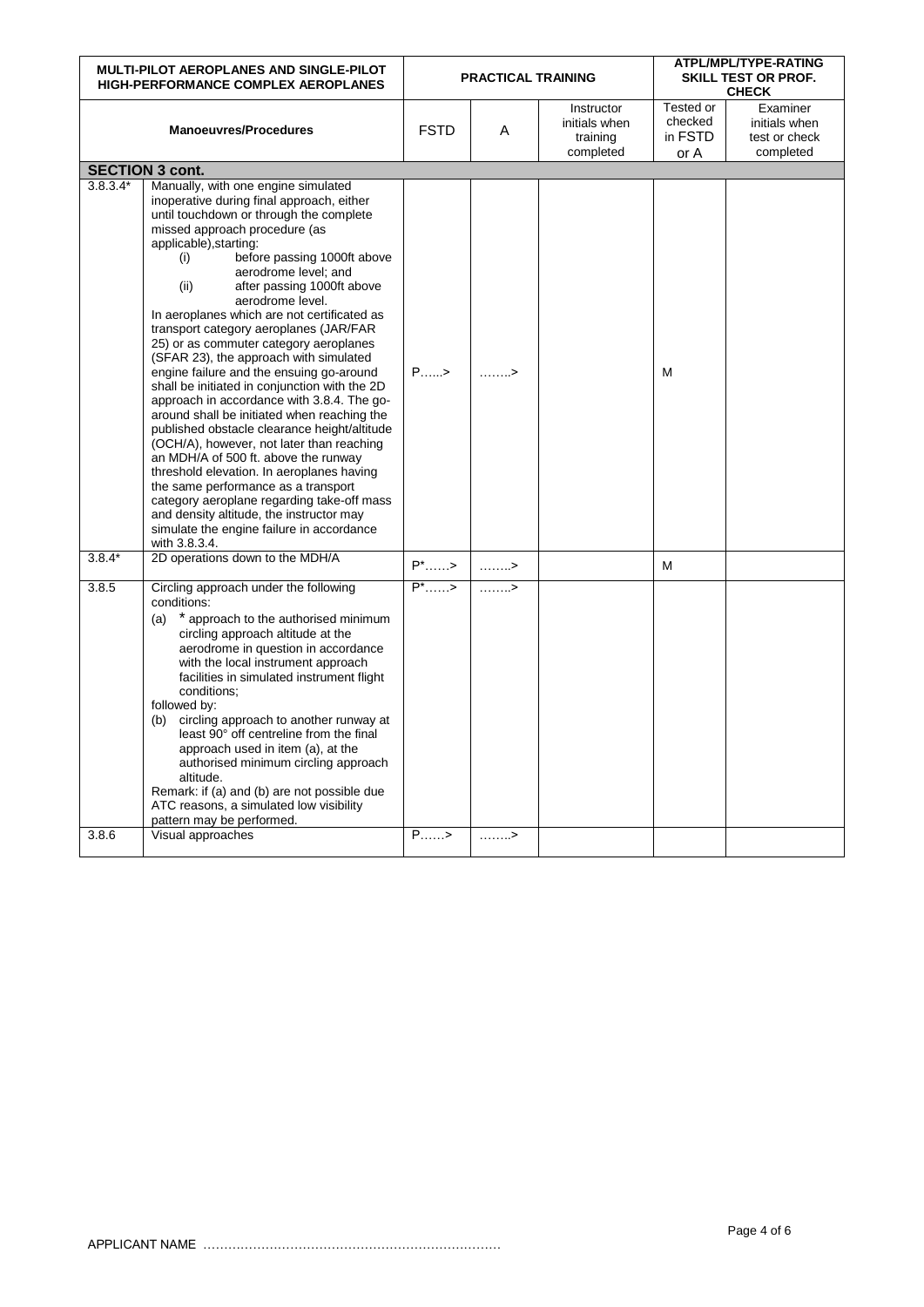| MULTI-PILOT AEROPLANES AND SINGLE-PILOT HIGH-PERFORMANCE COMPLEX AEROPLANES | | PRACTICAL TRAINING | | | ATPL/MPL/TYPE-RATING SKILL TEST OR PROF. CHECK | |
|---|---|---|---|---|---|---|
| Manoeuvres/Procedures | | FSTD | A | Instructor initials when training completed | Tested or checked in FSTD or A | Examiner initials when test or check completed |
| **SECTION 3 cont.** | | | | | | |
| 3.8.3.4* | Manually, with one engine simulated inoperative during final approach, either until touchdown or through the complete missed approach procedure (as applicable),starting: (i) before passing 1000ft above aerodrome level; and (ii) after passing 1000ft above aerodrome level. In aeroplanes which are not certificated as transport category aeroplanes (JAR/FAR 25) or as commuter category aeroplanes (SFAR 23), the approach with simulated engine failure and the ensuing go-around shall be initiated in conjunction with the 2D approach in accordance with 3.8.4. The go-around shall be initiated when reaching the published obstacle clearance height/altitude (OCH/A), however, not later than reaching an MDH/A of 500 ft. above the runway threshold elevation. In aeroplanes having the same performance as a transport category aeroplane regarding take-off mass and density altitude, the instructor may simulate the engine failure in accordance with 3.8.3.4. | P......> | ........> | | M | |
| 3.8.4* | 2D operations down to the MDH/A | P*......> | ........> | | M | |
| 3.8.5 | Circling approach under the following conditions: (a) * approach to the authorised minimum circling approach altitude at the aerodrome in question in accordance with the local instrument approach facilities in simulated instrument flight conditions; followed by: (b) circling approach to another runway at least 90° off centreline from the final approach used in item (a), at the authorised minimum circling approach altitude. Remark: if (a) and (b) are not possible due ATC reasons, a simulated low visibility pattern may be performed. | P*......> | ........> | | | |
| 3.8.6 | Visual approaches | P......> | ........> | | | |

APPLICANT NAME ………………………………………………………………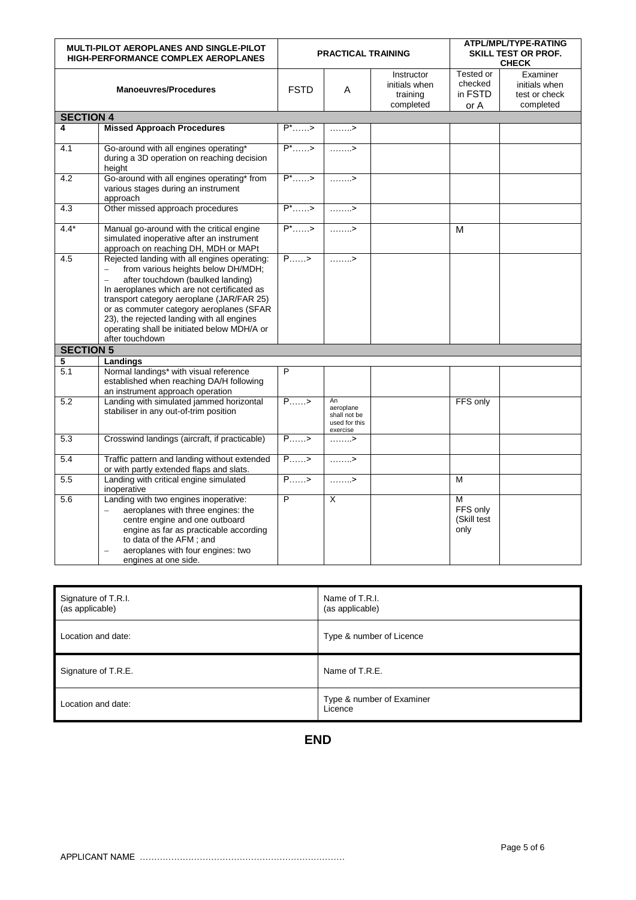| MULTI-PILOT AEROPLANES AND SINGLE-PILOT HIGH-PERFORMANCE COMPLEX AEROPLANES | | PRACTICAL TRAINING | | | ATPL/MPL/TYPE-RATING SKILL TEST OR PROF. CHECK | |
|---|---|---|---|---|---|---|
| Manoeuvres/Procedures | | FSTD | A | Instructor initials when training completed | Tested or checked in FSTD or A | Examiner initials when test or check completed |
| **SECTION 4** | | | | | | |
| **4** | **Missed Approach Procedures** | P*……> | ……..> | | | |
| 4.1 | Go-around with all engines operating* during a 3D operation on reaching decision height | P*……> | ……..> | | | |
| 4.2 | Go-around with all engines operating* from various stages during an instrument approach | P*……> | ……..> | | | |
| 4.3 | Other missed approach procedures | P*……> | ……..> | | | |
| 4.4* | Manual go-around with the critical engine simulated inoperative after an instrument approach on reaching DH, MDH or MAPt | P*……> | ……..> | | M | |
| 4.5 | Rejected landing with all engines operating: – from various heights below DH/MDH; – after touchdown (baulked landing) In aeroplanes which are not certificated as transport category aeroplane (JAR/FAR 25) or as commuter category aeroplanes (SFAR 23), the rejected landing with all engines operating shall be initiated below MDH/A or after touchdown | P……> | ……..> | | | |
| **SECTION 5** | | | | | | |
| **5** | **Landings** | | | | | |
| 5.1 | Normal landings* with visual reference established when reaching DA/H following an instrument approach operation | P | | | | |
| 5.2 | Landing with simulated jammed horizontal stabiliser in any out-of-trim position | P……> | An aeroplane shall not be used for this exercise | | FFS only | |
| 5.3 | Crosswind landings (aircraft, if practicable) | P……> | ……..> | | | |
| 5.4 | Traffic pattern and landing without extended or with partly extended flaps and slats. | P……> | ……..> | | | |
| 5.5 | Landing with critical engine simulated inoperative | P……> | ……..> | | M | |
| 5.6 | Landing with two engines inoperative: – aeroplanes with three engines: the centre engine and one outboard engine as far as practicable according to data of the AFM ; and – aeroplanes with four engines: two engines at one side. | P | X | | M FFS only (Skill test only | |

| Signature of T.R.I. (as applicable) | Name of T.R.I. (as applicable) |
|---|---|
| Location and date: | Type & number of Licence |
| Signature of T.R.E. | Name of T.R.E. |
| Location and date: | Type & number of Examiner Licence |

**END**

APPLICANT NAME ………………………………………………………………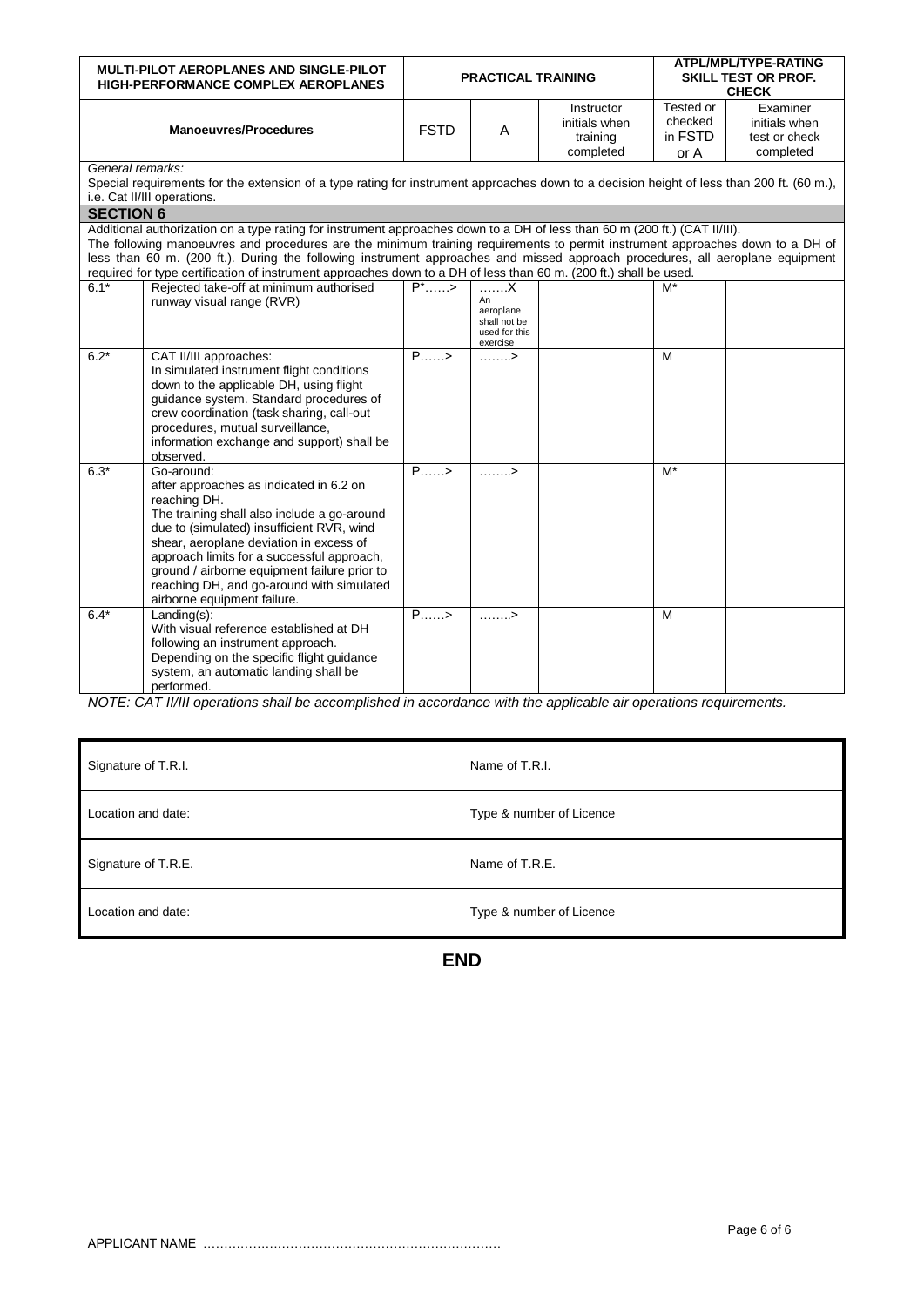| MULTI-PILOT AEROPLANES AND SINGLE-PILOT HIGH-PERFORMANCE COMPLEX AEROPLANES | | PRACTICAL TRAINING | | | ATPL/MPL/TYPE-RATING SKILL TEST OR PROF. CHECK | |
|---|---|---|---|---|---|---|
| Manoeuvres/Procedures | | FSTD | A | Instructor initials when training completed | Tested or checked in FSTD or A | Examiner initials when test or check completed |
| *General remarks:* Special requirements for the extension of a type rating for instrument approaches down to a decision height of less than 200 ft. (60 m.), i.e. Cat II/III operations. | | | | | | |
| **SECTION 6** | | | | | | |
| Additional authorization on a type rating for instrument approaches down to a DH of less than 60 m (200 ft.) (CAT II/III). The following manoeuvres and procedures are the minimum training requirements to permit instrument approaches down to a DH of less than 60 m. (200 ft.). During the following instrument approaches and missed approach procedures, all aeroplane equipment required for type certification of instrument approaches down to a DH of less than 60 m. (200 ft.) shall be used. | | | | | | |
| 6.1* | Rejected take-off at minimum authorised runway visual range (RVR) | P*……> | …….X An aeroplane shall not be used for this exercise | | M* | |
| 6.2* | CAT II/III approaches: In simulated instrument flight conditions down to the applicable DH, using flight guidance system. Standard procedures of crew coordination (task sharing, call-out procedures, mutual surveillance, information exchange and support) shall be observed. | P……> | ……..> | | M | |
| 6.3* | Go-around: after approaches as indicated in 6.2 on reaching DH. The training shall also include a go-around due to (simulated) insufficient RVR, wind shear, aeroplane deviation in excess of approach limits for a successful approach, ground / airborne equipment failure prior to reaching DH, and go-around with simulated airborne equipment failure. | P……> | ……..> | | M* | |
| 6.4* | Landing(s): With visual reference established at DH following an instrument approach. Depending on the specific flight guidance system, an automatic landing shall be performed. | P……> | ……..> | | M | |

*NOTE: CAT II/III operations shall be accomplished in accordance with the applicable air operations requirements.*

| | |
|---|---|
| Signature of T.R.I. | Name of T.R.I. |
| Location and date: | Type & number of Licence |
| Signature of T.R.E. | Name of T.R.E. |
| Location and date: | Type & number of Licence |

**END**

APPLICANT NAME ………………………………………………………………